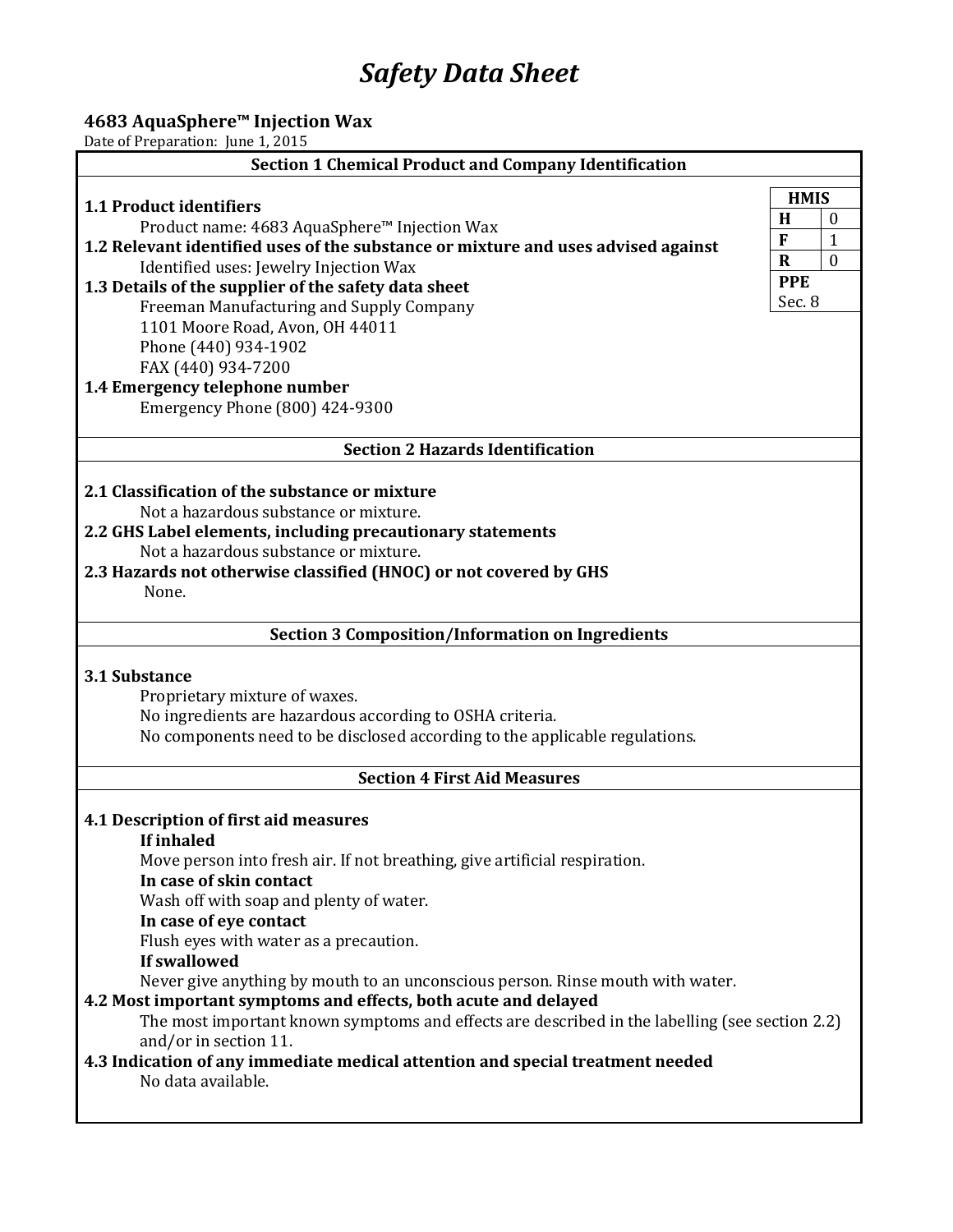# Safety Data Sheet

**4683 AquaSphere™ Injection Wax**

Date of Preparation: June 1, 2015

## Section 1 Chemical Product and Company Identification

| HMIS | |
|---|---|
| H | 0 |
| F | 1 |
| R | 0 |
| PPE | Sec. 8 |

**1.1 Product identifiers**

Product name: 4683 AquaSphere™ Injection Wax

**1.2 Relevant identified uses of the substance or mixture and uses advised against**

Identified uses: Jewelry Injection Wax

**1.3 Details of the supplier of the safety data sheet**

Freeman Manufacturing and Supply Company
1101 Moore Road, Avon, OH 44011
Phone (440) 934-1902
FAX (440) 934-7200

**1.4 Emergency telephone number**

Emergency Phone (800) 424-9300

## Section 2 Hazards Identification

**2.1 Classification of the substance or mixture**

Not a hazardous substance or mixture.

**2.2 GHS Label elements, including precautionary statements**

Not a hazardous substance or mixture.

**2.3 Hazards not otherwise classified (HNOC) or not covered by GHS**

None.

## Section 3 Composition/Information on Ingredients

**3.1 Substance**

Proprietary mixture of waxes.
No ingredients are hazardous according to OSHA criteria.
No components need to be disclosed according to the applicable regulations.

## Section 4 First Aid Measures

**4.1 Description of first aid measures**

**If inhaled**

Move person into fresh air. If not breathing, give artificial respiration.

**In case of skin contact**

Wash off with soap and plenty of water.

**In case of eye contact**

Flush eyes with water as a precaution.

**If swallowed**

Never give anything by mouth to an unconscious person. Rinse mouth with water.

**4.2 Most important symptoms and effects, both acute and delayed**

The most important known symptoms and effects are described in the labelling (see section 2.2) and/or in section 11.

**4.3 Indication of any immediate medical attention and special treatment needed**

No data available.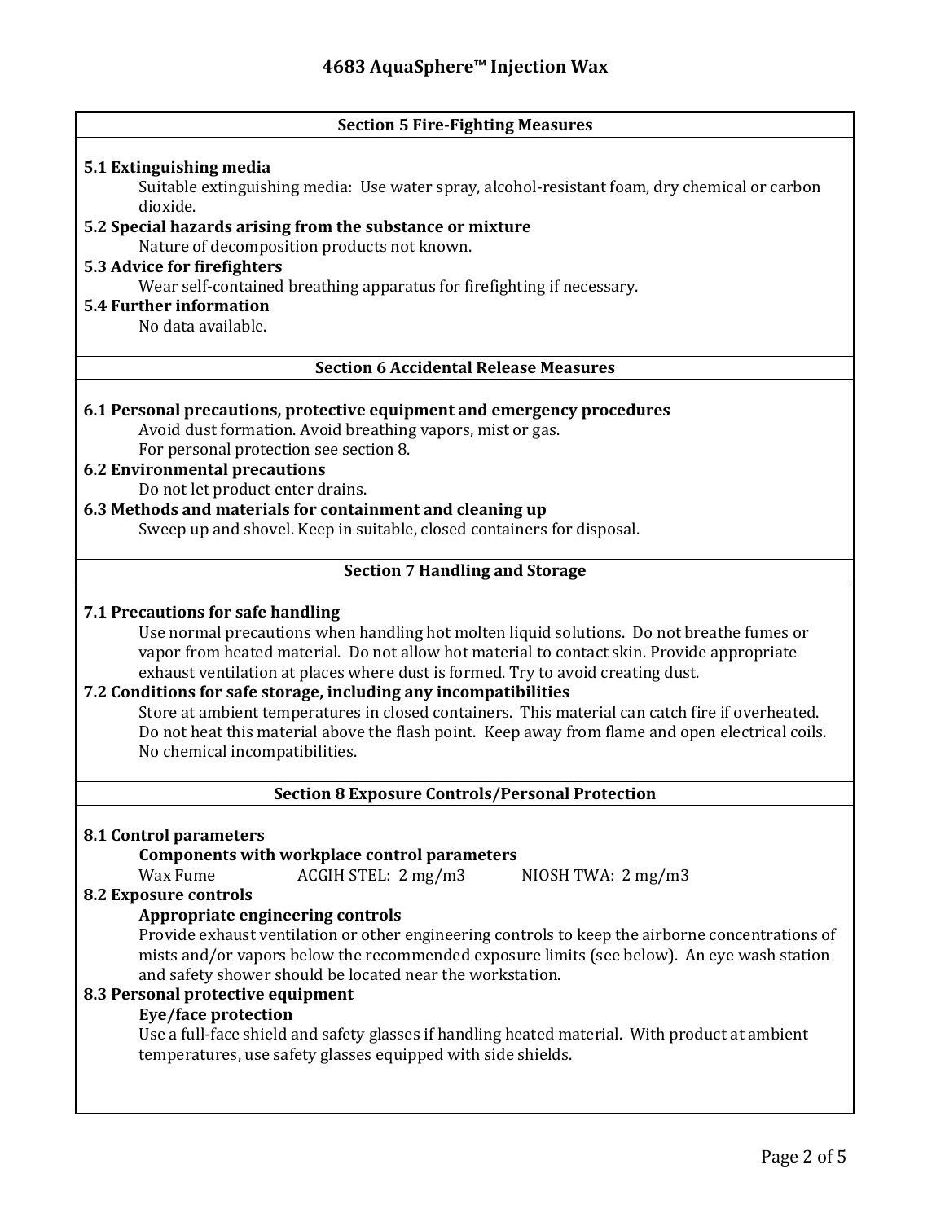# 4683 AquaSphere™ Injection Wax

## Section 5 Fire-Fighting Measures

**5.1 Extinguishing media**

Suitable extinguishing media: Use water spray, alcohol-resistant foam, dry chemical or carbon dioxide.

**5.2 Special hazards arising from the substance or mixture**

Nature of decomposition products not known.

**5.3 Advice for firefighters**

Wear self-contained breathing apparatus for firefighting if necessary.

**5.4 Further information**

No data available.

## Section 6 Accidental Release Measures

**6.1 Personal precautions, protective equipment and emergency procedures**

Avoid dust formation. Avoid breathing vapors, mist or gas.
For personal protection see section 8.

**6.2 Environmental precautions**

Do not let product enter drains.

**6.3 Methods and materials for containment and cleaning up**

Sweep up and shovel. Keep in suitable, closed containers for disposal.

## Section 7 Handling and Storage

**7.1 Precautions for safe handling**

Use normal precautions when handling hot molten liquid solutions. Do not breathe fumes or vapor from heated material. Do not allow hot material to contact skin. Provide appropriate exhaust ventilation at places where dust is formed. Try to avoid creating dust.

**7.2 Conditions for safe storage, including any incompatibilities**

Store at ambient temperatures in closed containers. This material can catch fire if overheated. Do not heat this material above the flash point. Keep away from flame and open electrical coils. No chemical incompatibilities.

## Section 8 Exposure Controls/Personal Protection

**8.1 Control parameters**

**Components with workplace control parameters**

| Wax Fume | ACGIH STEL: 2 mg/m3 | NIOSH TWA: 2 mg/m3 |
|---|---|---|

**8.2 Exposure controls**

**Appropriate engineering controls**

Provide exhaust ventilation or other engineering controls to keep the airborne concentrations of mists and/or vapors below the recommended exposure limits (see below). An eye wash station and safety shower should be located near the workstation.

**8.3 Personal protective equipment**

**Eye/face protection**

Use a full-face shield and safety glasses if handling heated material. With product at ambient temperatures, use safety glasses equipped with side shields.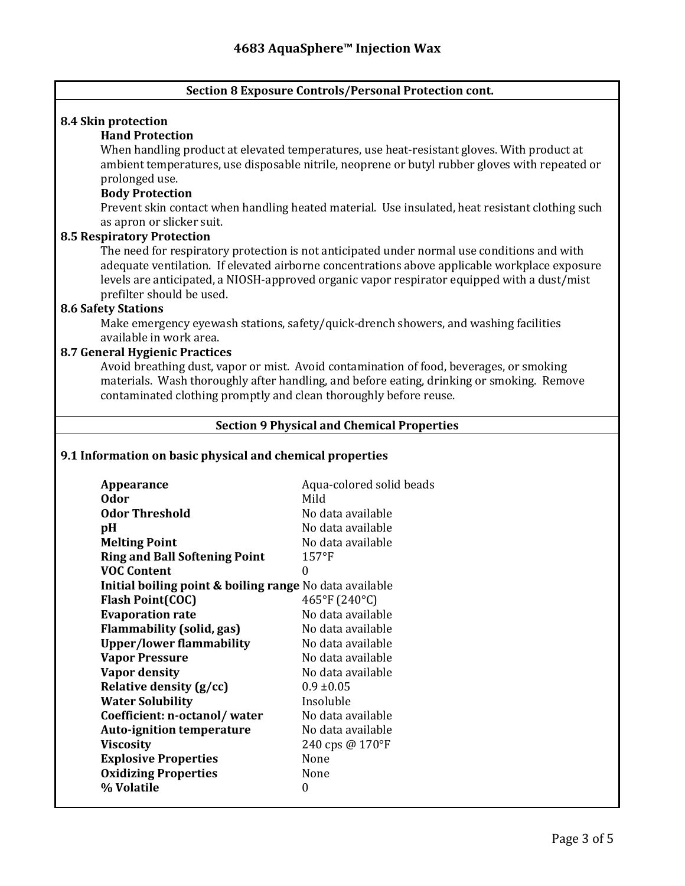# 4683 AquaSphere™ Injection Wax

## Section 8 Exposure Controls/Personal Protection cont.

### 8.4 Skin protection

**Hand Protection**

When handling product at elevated temperatures, use heat-resistant gloves. With product at ambient temperatures, use disposable nitrile, neoprene or butyl rubber gloves with repeated or prolonged use.

**Body Protection**

Prevent skin contact when handling heated material. Use insulated, heat resistant clothing such as apron or slicker suit.

### 8.5 Respiratory Protection

The need for respiratory protection is not anticipated under normal use conditions and with adequate ventilation. If elevated airborne concentrations above applicable workplace exposure levels are anticipated, a NIOSH-approved organic vapor respirator equipped with a dust/mist prefilter should be used.

### 8.6 Safety Stations

Make emergency eyewash stations, safety/quick-drench showers, and washing facilities available in work area.

### 8.7 General Hygienic Practices

Avoid breathing dust, vapor or mist. Avoid contamination of food, beverages, or smoking materials. Wash thoroughly after handling, and before eating, drinking or smoking. Remove contaminated clothing promptly and clean thoroughly before reuse.

## Section 9 Physical and Chemical Properties

### 9.1 Information on basic physical and chemical properties

| Property | Value |
|---|---|
| **Appearance** | Aqua-colored solid beads |
| **Odor** | Mild |
| **Odor Threshold** | No data available |
| **pH** | No data available |
| **Melting Point** | No data available |
| **Ring and Ball Softening Point** | 157°F |
| **VOC Content** | 0 |
| **Initial boiling point & boiling range** | No data available |
| **Flash Point(COC)** | 465°F (240°C) |
| **Evaporation rate** | No data available |
| **Flammability (solid, gas)** | No data available |
| **Upper/lower flammability** | No data available |
| **Vapor Pressure** | No data available |
| **Vapor density** | No data available |
| **Relative density (g/cc)** | 0.9 ±0.05 |
| **Water Solubility** | Insoluble |
| **Coefficient: n-octanol/ water** | No data available |
| **Auto-ignition temperature** | No data available |
| **Viscosity** | 240 cps @ 170°F |
| **Explosive Properties** | None |
| **Oxidizing Properties** | None |
| **% Volatile** | 0 |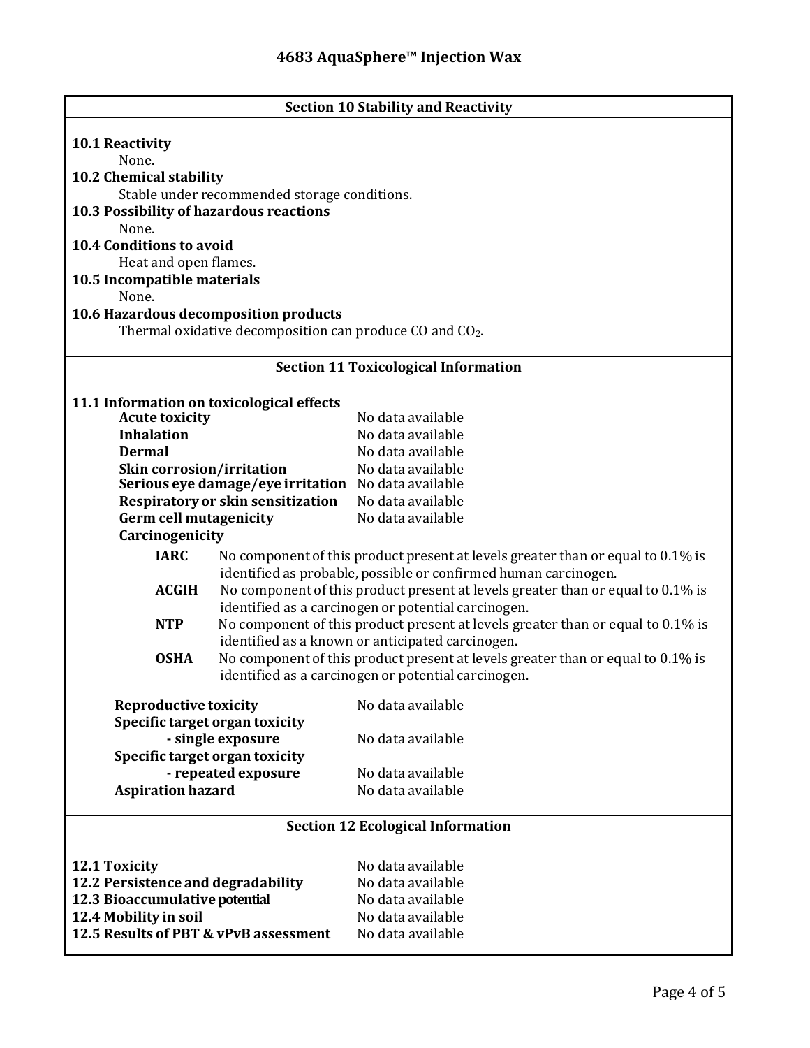# 4683 AquaSphere™ Injection Wax

## Section 10 Stability and Reactivity

**10.1 Reactivity**

None.

**10.2 Chemical stability**

Stable under recommended storage conditions.

**10.3 Possibility of hazardous reactions**

None.

**10.4 Conditions to avoid**

Heat and open flames.

**10.5 Incompatible materials**

None.

**10.6 Hazardous decomposition products**

Thermal oxidative decomposition can produce CO and $CO_2$.

## Section 11 Toxicological Information

**11.1 Information on toxicological effects**

| | |
|---|---|
| **Acute toxicity** | No data available |
| **Inhalation** | No data available |
| **Dermal** | No data available |
| **Skin corrosion/irritation** | No data available |
| **Serious eye damage/eye irritation** | No data available |
| **Respiratory or skin sensitization** | No data available |
| **Germ cell mutagenicity** | No data available |

**Carcinogenicity**

| | |
|---|---|
| **IARC** | No component of this product present at levels greater than or equal to 0.1% is identified as probable, possible or confirmed human carcinogen. |
| **ACGIH** | No component of this product present at levels greater than or equal to 0.1% is identified as a carcinogen or potential carcinogen. |
| **NTP** | No component of this product present at levels greater than or equal to 0.1% is identified as a known or anticipated carcinogen. |
| **OSHA** | No component of this product present at levels greater than or equal to 0.1% is identified as a carcinogen or potential carcinogen. |

| | |
|---|---|
| **Reproductive toxicity** | No data available |
| **Specific target organ toxicity - single exposure** | No data available |
| **Specific target organ toxicity - repeated exposure** | No data available |
| **Aspiration hazard** | No data available |

## Section 12 Ecological Information

| | |
|---|---|
| **12.1 Toxicity** | No data available |
| **12.2 Persistence and degradability** | No data available |
| **12.3 Bioaccumulative potential** | No data available |
| **12.4 Mobility in soil** | No data available |
| **12.5 Results of PBT & vPvB assessment** | No data available |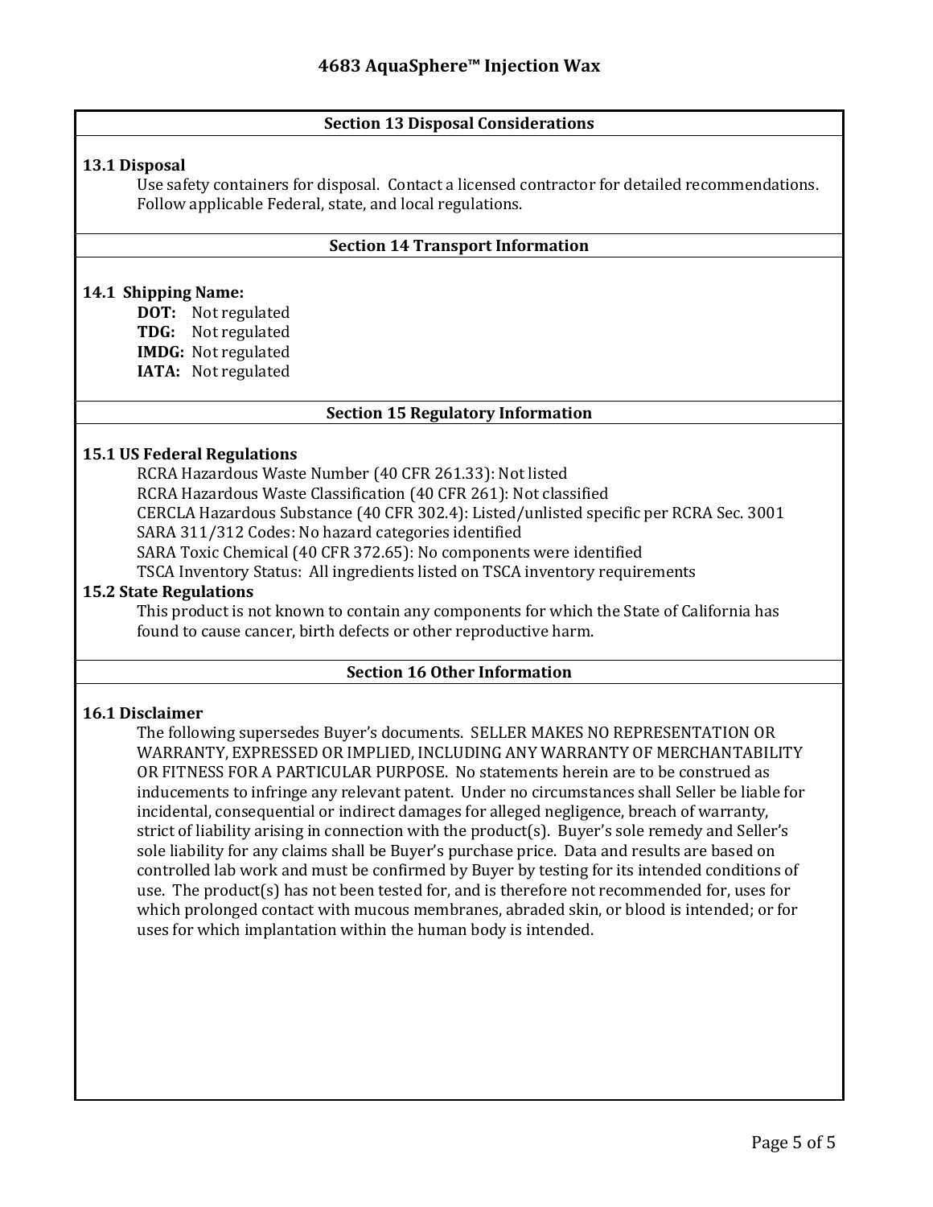# 4683 AquaSphere™ Injection Wax

## Section 13 Disposal Considerations

### 13.1 Disposal

Use safety containers for disposal. Contact a licensed contractor for detailed recommendations. Follow applicable Federal, state, and local regulations.

## Section 14 Transport Information

### 14.1 Shipping Name:

**DOT:** Not regulated
**TDG:** Not regulated
**IMDG:** Not regulated
**IATA:** Not regulated

## Section 15 Regulatory Information

### 15.1 US Federal Regulations

RCRA Hazardous Waste Number (40 CFR 261.33): Not listed
RCRA Hazardous Waste Classification (40 CFR 261): Not classified
CERCLA Hazardous Substance (40 CFR 302.4): Listed/unlisted specific per RCRA Sec. 3001
SARA 311/312 Codes: No hazard categories identified
SARA Toxic Chemical (40 CFR 372.65): No components were identified
TSCA Inventory Status: All ingredients listed on TSCA inventory requirements

### 15.2 State Regulations

This product is not known to contain any components for which the State of California has found to cause cancer, birth defects or other reproductive harm.

## Section 16 Other Information

### 16.1 Disclaimer

The following supersedes Buyer's documents. SELLER MAKES NO REPRESENTATION OR WARRANTY, EXPRESSED OR IMPLIED, INCLUDING ANY WARRANTY OF MERCHANTABILITY OR FITNESS FOR A PARTICULAR PURPOSE. No statements herein are to be construed as inducements to infringe any relevant patent. Under no circumstances shall Seller be liable for incidental, consequential or indirect damages for alleged negligence, breach of warranty, strict of liability arising in connection with the product(s). Buyer's sole remedy and Seller's sole liability for any claims shall be Buyer's purchase price. Data and results are based on controlled lab work and must be confirmed by Buyer by testing for its intended conditions of use. The product(s) has not been tested for, and is therefore not recommended for, uses for which prolonged contact with mucous membranes, abraded skin, or blood is intended; or for uses for which implantation within the human body is intended.